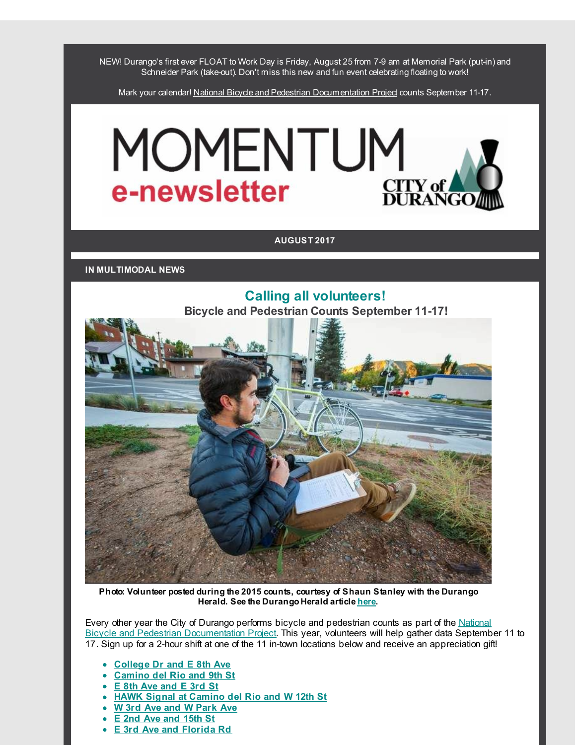NEW! Durango's first ever FLOAT to Work Day is Friday, August 25 from 7-9 am at Memorial Park (put-in) and Schneider Park (take-out). Don't miss this new and fun event celebrating floating to work!

Mark your calendar! National Bicycle and Pedestrian Documentation Project counts September 11-17.

# MOMENTUM e-newsletter

CITY of DURANGO

**AUGUST 2017**

**IN MULTIMODAL NEWS**

## Calling all volunteers!

### Bicycle and Pedestrian Counts September 11-17!

**Photo: Volunteer posted during the 2015 counts, courtesy of Shaun Stanley with the Durango Herald. See the Durango Herald article here.**

Every other year the City of Durango performs bicycle and pedestrian counts as part of the National Bicycle and Pedestrian Documentation Project. This year, volunteers will help gather data September 11 to 17. Sign up for a 2-hour shift at one of the 11 in-town locations below and receive an appreciation gift!

- **College Dr and E 8th Ave**
- **Camino del Rio and 9th St**
- **E 8th Ave and E 3rd St**
- **HAWK Signal at Camino del Rio and W 12th St**
- **W 3rd Ave and W Park Ave**
- **E 2nd Ave and 15th St**
- **E 3rd Ave and Florida Rd**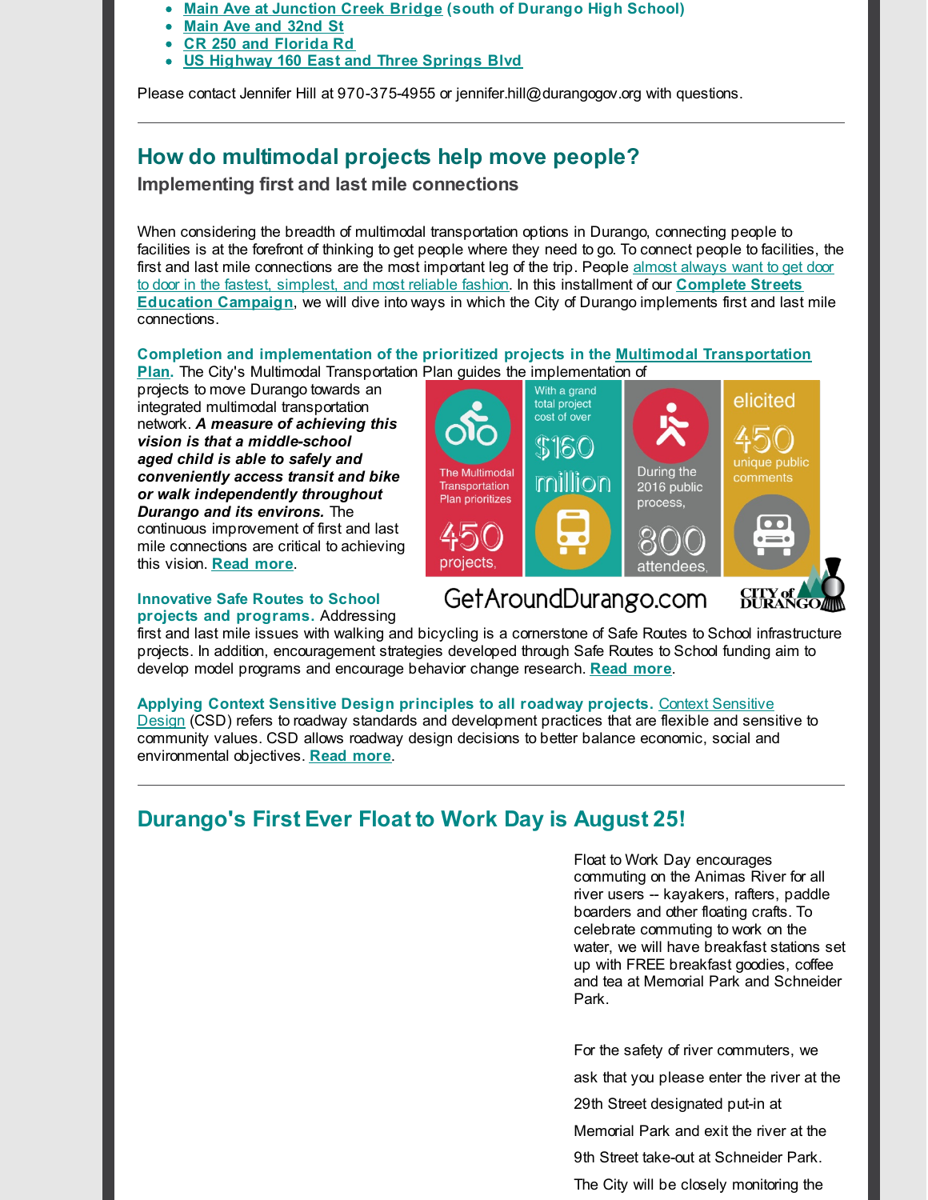- Main Ave at Junction Creek Bridge (south of Durango High School)
- Main Ave and 32nd St
- CR 250 and Florida Rd
- US Highway 160 East and Three Springs Blvd

Please contact Jennifer Hill at 970-375-4955 or jennifer.hill@durangogov.org with questions.

---

## How do multimodal projects help move people?

### Implementing first and last mile connections

When considering the breadth of multimodal transportation options in Durango, connecting people to facilities is at the forefront of thinking to get people where they need to go. To connect people to facilities, the first and last mile connections are the most important leg of the trip. People almost always want to get door to door in the fastest, simplest, and most reliable fashion. In this installment of our **Complete Streets Education Campaign**, we will dive into ways in which the City of Durango implements first and last mile connections.

**Completion and implementation of the prioritized projects in the Multimodal Transportation Plan.** The City's Multimodal Transportation Plan guides the implementation of projects to move Durango towards an integrated multimodal transportation network. ***A measure of achieving this vision is that a middle-school aged child is able to safely and conveniently access transit and bike or walk independently throughout Durango and its environs.*** The continuous improvement of first and last mile connections are critical to achieving this vision. **Read more**.

The Multimodal Transportation Plan prioritizes 450 projects, With a grand total project cost of over $160 million. During the 2016 public process, 800 attendees, elicited 450 unique public comments

GetAroundDurango.com

CITY of DURANGO

**Innovative Safe Routes to School projects and programs.** Addressing first and last mile issues with walking and bicycling is a cornerstone of Safe Routes to School infrastructure projects. In addition, encouragement strategies developed through Safe Routes to School funding aim to develop model programs and encourage behavior change research. **Read more**.

**Applying Context Sensitive Design principles to all roadway projects.** Context Sensitive Design (CSD) refers to roadway standards and development practices that are flexible and sensitive to community values. CSD allows roadway design decisions to better balance economic, social and environmental objectives. **Read more**.

---

## Durango's First Ever Float to Work Day is August 25!

Float to Work Day encourages commuting on the Animas River for all river users -- kayakers, rafters, paddle boarders and other floating crafts. To celebrate commuting to work on the water, we will have breakfast stations set up with FREE breakfast goodies, coffee and tea at Memorial Park and Schneider Park.

For the safety of river commuters, we ask that you please enter the river at the 29th Street designated put-in at Memorial Park and exit the river at the 9th Street take-out at Schneider Park. The City will be closely monitoring the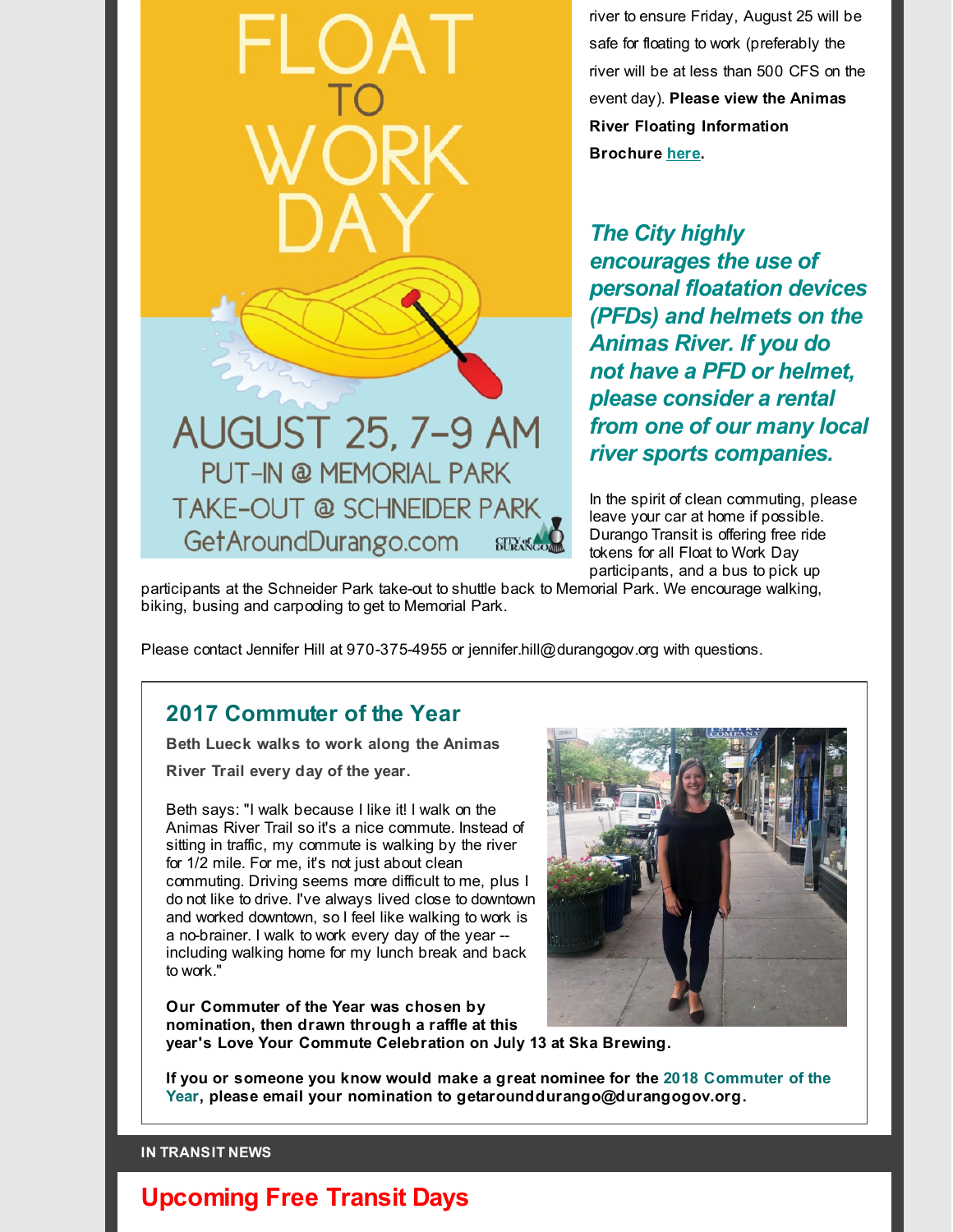FLOAT TO WORK DAY

AUGUST 25, 7-9 AM
PUT-IN @ MEMORIAL PARK
TAKE-OUT @ SCHNEIDER PARK
GetAroundDurango.com

river to ensure Friday, August 25 will be safe for floating to work (preferably the river will be at less than 500 CFS on the event day). **Please view the Animas River Floating Information Brochure [here](here).**

***The City highly encourages the use of personal floatation devices (PFDs) and helmets on the Animas River. If you do not have a PFD or helmet, please consider a rental from one of our many local river sports companies.***

In the spirit of clean commuting, please leave your car at home if possible. Durango Transit is offering free ride tokens for all Float to Work Day participants, and a bus to pick up participants at the Schneider Park take-out to shuttle back to Memorial Park. We encourage walking, biking, busing and carpooling to get to Memorial Park.

Please contact Jennifer Hill at 970-375-4955 or jennifer.hill@durangogov.org with questions.

## 2017 Commuter of the Year

**Beth Lueck walks to work along the Animas River Trail every day of the year.**

Beth says: "I walk because I like it! I walk on the Animas River Trail so it's a nice commute. Instead of sitting in traffic, my commute is walking by the river for 1/2 mile. For me, it's not just about clean commuting. Driving seems more difficult to me, plus I do not like to drive. I've always lived close to downtown and worked downtown, so I feel like walking to work is a no-brainer. I walk to work every day of the year -- including walking home for my lunch break and back to work."

**Our Commuter of the Year was chosen by nomination, then drawn through a raffle at this year's Love Your Commute Celebration on July 13 at Ska Brewing.**

**If you or someone you know would make a great nominee for the 2018 Commuter of the Year, please email your nomination to getarounddurango@durangogov.org.**

**IN TRANSIT NEWS**

## Upcoming Free Transit Days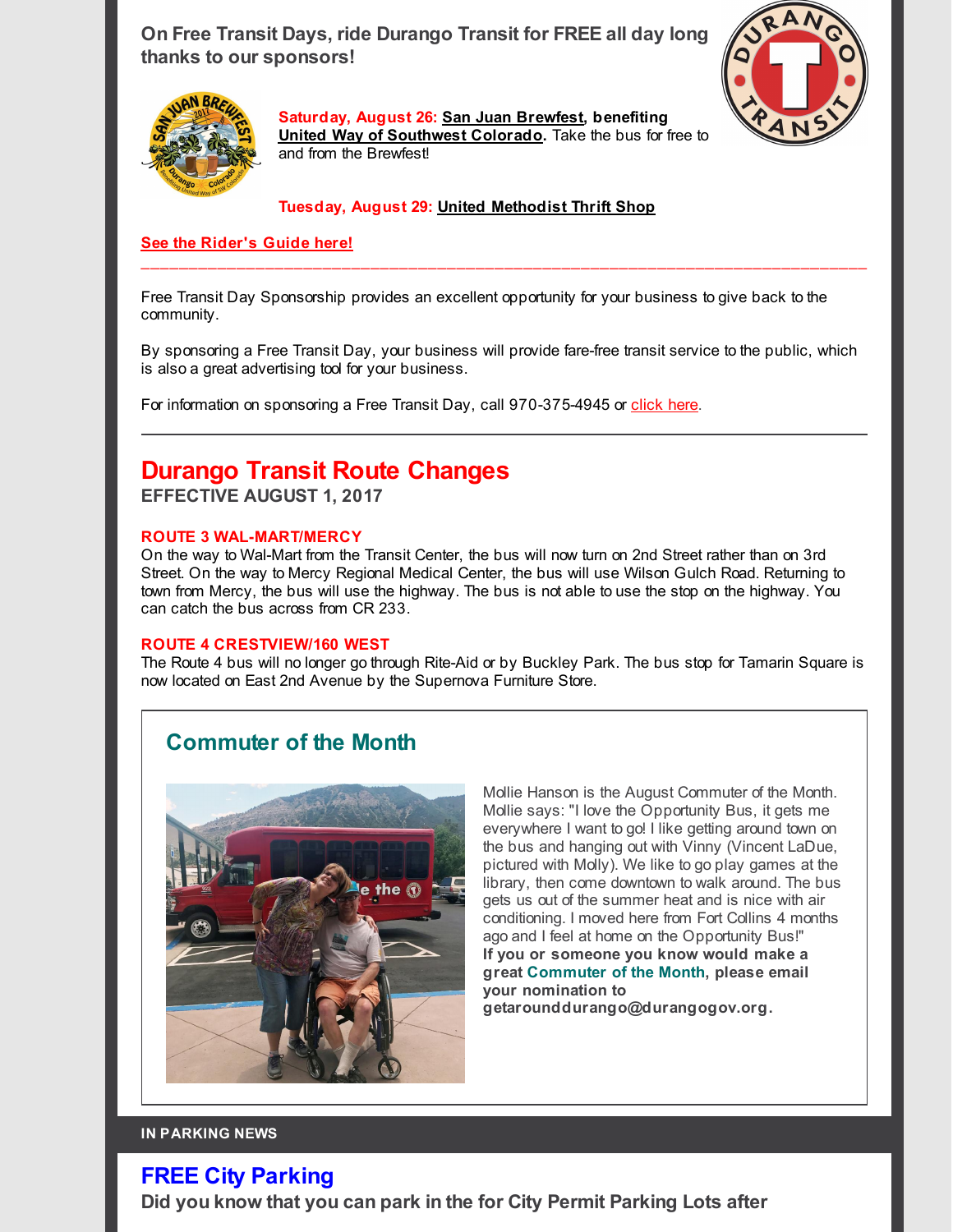**On Free Transit Days, ride Durango Transit for FREE all day long thanks to our sponsors!**

**Saturday, August 26: San Juan Brewfest, benefiting United Way of Southwest Colorado.** Take the bus for free to and from the Brewfest!

**Tuesday, August 29: United Methodist Thrift Shop**

**See the Rider's Guide here!**

---

Free Transit Day Sponsorship provides an excellent opportunity for your business to give back to the community.

By sponsoring a Free Transit Day, your business will provide fare-free transit service to the public, which is also a great advertising tool for your business.

For information on sponsoring a Free Transit Day, call 970-375-4945 or click here.

---

## Durango Transit Route Changes

**EFFECTIVE AUGUST 1, 2017**

**ROUTE 3 WAL-MART/MERCY**

On the way to Wal-Mart from the Transit Center, the bus will now turn on 2nd Street rather than on 3rd Street. On the way to Mercy Regional Medical Center, the bus will use Wilson Gulch Road. Returning to town from Mercy, the bus will use the highway. The bus is not able to use the stop on the highway. You can catch the bus across from CR 233.

**ROUTE 4 CRESTVIEW/160 WEST**

The Route 4 bus will no longer go through Rite-Aid or by Buckley Park. The bus stop for Tamarin Square is now located on East 2nd Avenue by the Supernova Furniture Store.

## Commuter of the Month

Mollie Hanson is the August Commuter of the Month. Mollie says: "I love the Opportunity Bus, it gets me everywhere I want to go! I like getting around town on the bus and hanging out with Vinny (Vincent LaDue, pictured with Molly). We like to go play games at the library, then come downtown to walk around. The bus gets us out of the summer heat and is nice with air conditioning. I moved here from Fort Collins 4 months ago and I feel at home on the Opportunity Bus!"

**If you or someone you know would make a great Commuter of the Month, please email your nomination to getarounddurango@durangogov.org.**

**IN PARKING NEWS**

## FREE City Parking

**Did you know that you can park in the for City Permit Parking Lots after**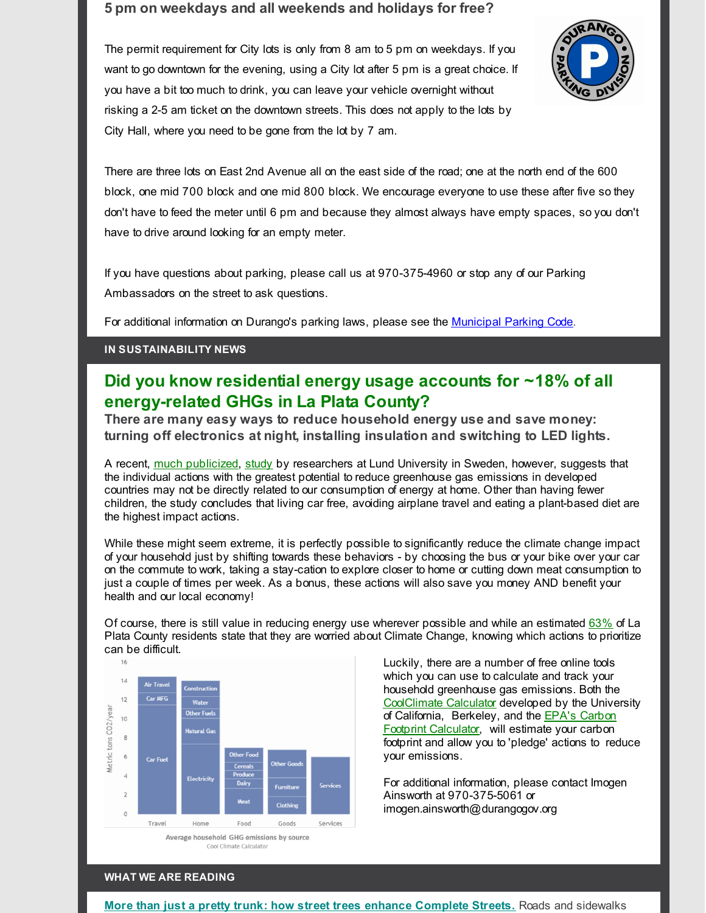## 5 pm on weekdays and all weekends and holidays for free?

The permit requirement for City lots is only from 8 am to 5 pm on weekdays. If you want to go downtown for the evening, using a City lot after 5 pm is a great choice. If you have a bit too much to drink, you can leave your vehicle overnight without risking a 2-5 am ticket on the downtown streets. This does not apply to the lots by City Hall, where you need to be gone from the lot by 7 am.

There are three lots on East 2nd Avenue all on the east side of the road; one at the north end of the 600 block, one mid 700 block and one mid 800 block. We encourage everyone to use these after five so they don't have to feed the meter until 6 pm and because they almost always have empty spaces, so you don't have to drive around looking for an empty meter.

If you have questions about parking, please call us at 970-375-4960 or stop any of our Parking Ambassadors on the street to ask questions.

For additional information on Durango's parking laws, please see the Municipal Parking Code.

**IN SUSTAINABILITY NEWS**

## Did you know residential energy usage accounts for ~18% of all energy-related GHGs in La Plata County?

**There are many easy ways to reduce household energy use and save money: turning off electronics at night, installing insulation and switching to LED lights.**

A recent, much publicized, study by researchers at Lund University in Sweden, however, suggests that the individual actions with the greatest potential to reduce greenhouse gas emissions in developed countries may not be directly related to our consumption of energy at home. Other than having fewer children, the study concludes that living car free, avoiding airplane travel and eating a plant-based diet are the highest impact actions.

While these might seem extreme, it is perfectly possible to significantly reduce the climate change impact of your household just by shifting towards these behaviors - by choosing the bus or your bike over your car on the commute to work, taking a stay-cation to explore closer to home or cutting down meat consumption to just a couple of times per week. As a bonus, these actions will also save you money AND benefit your health and our local economy!

Of course, there is still value in reducing energy use wherever possible and while an estimated 63% of La Plata County residents state that they are worried about Climate Change, knowing which actions to prioritize can be difficult.

Average household GHG emissions by source
Cool Climate Calculator

Luckily, there are a number of free online tools which you can use to calculate and track your household greenhouse gas emissions. Both the CoolClimate Calculator developed by the University of California, Berkeley, and the EPA's Carbon Footprint Calculator, will estimate your carbon footprint and allow you to 'pledge' actions to reduce your emissions.

For additional information, please contact Imogen Ainsworth at 970-375-5061 or imogen.ainsworth@durangogov.org

**WHAT WE ARE READING**

**More than just a pretty trunk: how street trees enhance Complete Streets.** Roads and sidewalks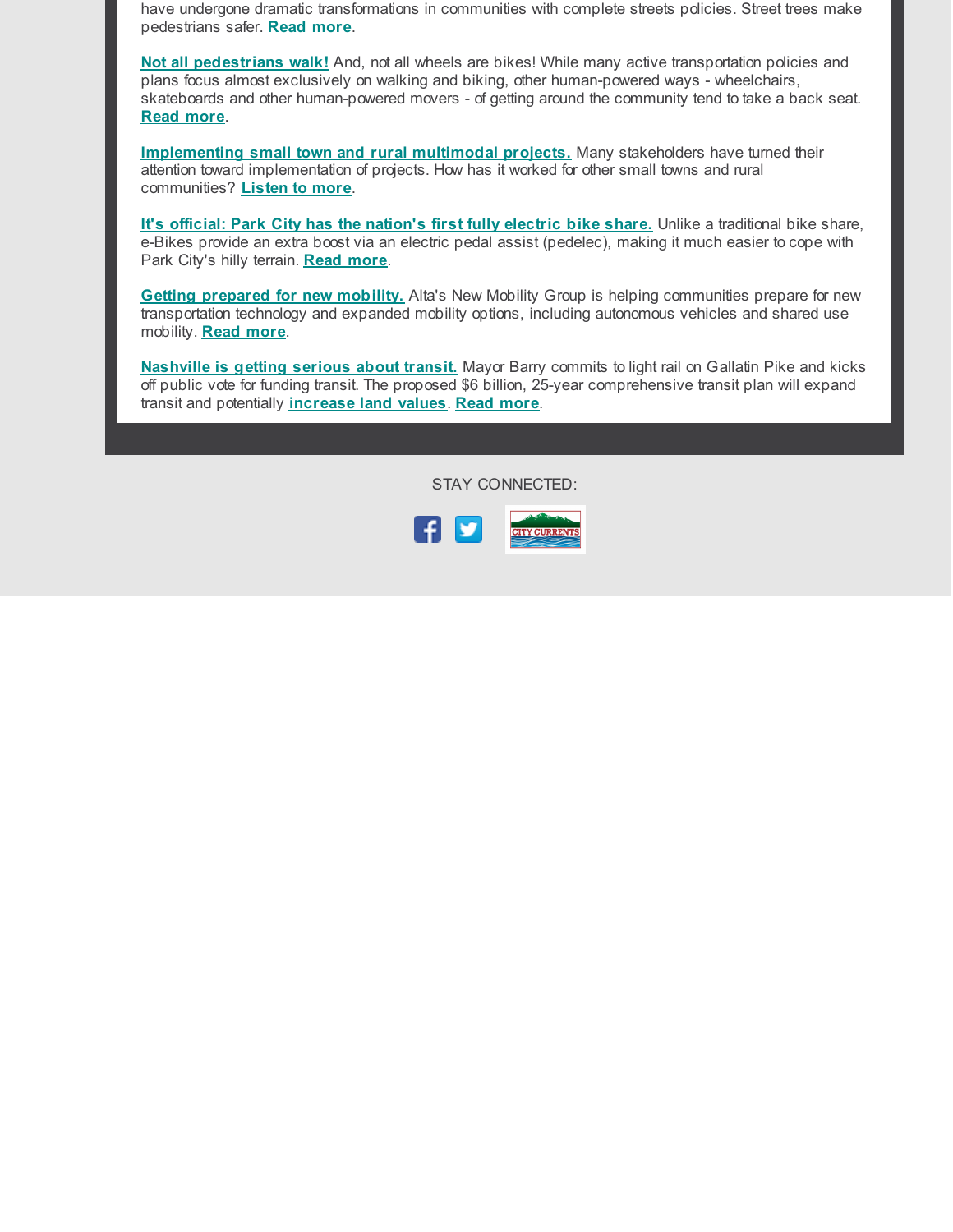have undergone dramatic transformations in communities with complete streets policies. Street trees make pedestrians safer. **Read more**.

**Not all pedestrians walk!** And, not all wheels are bikes! While many active transportation policies and plans focus almost exclusively on walking and biking, other human-powered ways - wheelchairs, skateboards and other human-powered movers - of getting around the community tend to take a back seat. **Read more**.

**Implementing small town and rural multimodal projects.** Many stakeholders have turned their attention toward implementation of projects. How has it worked for other small towns and rural communities? **Listen to more**.

**It's official: Park City has the nation's first fully electric bike share.** Unlike a traditional bike share, e-Bikes provide an extra boost via an electric pedal assist (pedelec), making it much easier to cope with Park City's hilly terrain. **Read more**.

**Getting prepared for new mobility.** Alta's New Mobility Group is helping communities prepare for new transportation technology and expanded mobility options, including autonomous vehicles and shared use mobility. **Read more**.

**Nashville is getting serious about transit.** Mayor Barry commits to light rail on Gallatin Pike and kicks off public vote for funding transit. The proposed $6 billion, 25-year comprehensive transit plan will expand transit and potentially **increase land values**. **Read more**.

STAY CONNECTED: